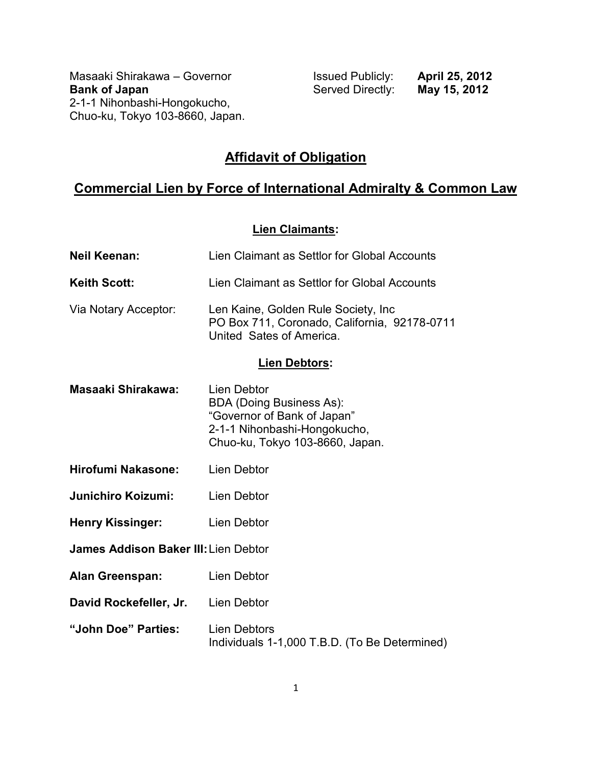Masaaki Shirakawa – Governor
**Bank of Japan**
2-1-1 Nihonbashi-Hongokucho,
Chuo-ku, Tokyo 103-8660, Japan.

Issued Publicly: **April 25, 2012**
Served Directly: **May 15, 2012**

# Affidavit of Obligation

## Commercial Lien by Force of International Admiralty & Common Law

### Lien Claimants:

**Neil Keenan:** Lien Claimant as Settlor for Global Accounts

**Keith Scott:** Lien Claimant as Settlor for Global Accounts

Via Notary Acceptor: Len Kaine, Golden Rule Society, Inc
PO Box 711, Coronado, California, 92178-0711
United Sates of America.

### Lien Debtors:

**Masaaki Shirakawa:** Lien Debtor
BDA (Doing Business As):
"Governor of Bank of Japan"
2-1-1 Nihonbashi-Hongokucho,
Chuo-ku, Tokyo 103-8660, Japan.

**Hirofumi Nakasone:** Lien Debtor

**Junichiro Koizumi:** Lien Debtor

**Henry Kissinger:** Lien Debtor

**James Addison Baker III:** Lien Debtor

**Alan Greenspan:** Lien Debtor

**David Rockefeller, Jr.** Lien Debtor

**"John Doe" Parties:** Lien Debtors
Individuals 1-1,000 T.B.D. (To Be Determined)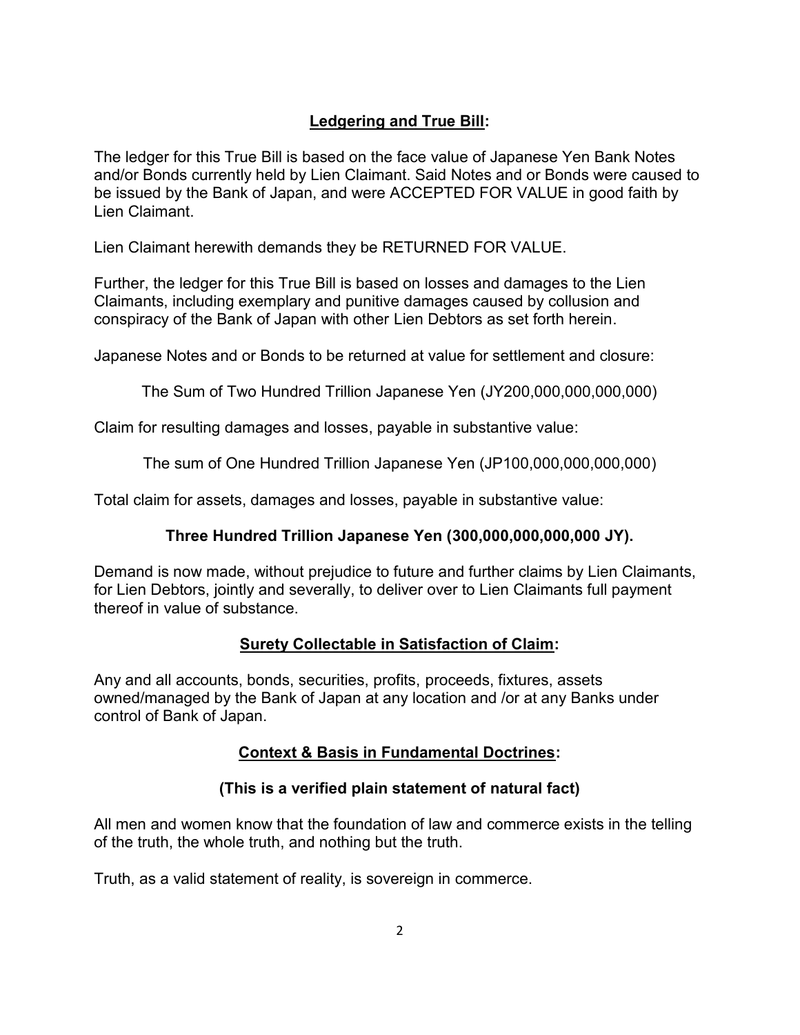## **Ledgering and True Bill:**

The ledger for this True Bill is based on the face value of Japanese Yen Bank Notes and/or Bonds currently held by Lien Claimant. Said Notes and or Bonds were caused to be issued by the Bank of Japan, and were ACCEPTED FOR VALUE in good faith by Lien Claimant.

Lien Claimant herewith demands they be RETURNED FOR VALUE.

Further, the ledger for this True Bill is based on losses and damages to the Lien Claimants, including exemplary and punitive damages caused by collusion and conspiracy of the Bank of Japan with other Lien Debtors as set forth herein.

Japanese Notes and or Bonds to be returned at value for settlement and closure:

The Sum of Two Hundred Trillion Japanese Yen (JY200,000,000,000,000)

Claim for resulting damages and losses, payable in substantive value:

The sum of One Hundred Trillion Japanese Yen (JP100,000,000,000,000)

Total claim for assets, damages and losses, payable in substantive value:

**Three Hundred Trillion Japanese Yen (300,000,000,000,000 JY).**

Demand is now made, without prejudice to future and further claims by Lien Claimants, for Lien Debtors, jointly and severally, to deliver over to Lien Claimants full payment thereof in value of substance.

## **Surety Collectable in Satisfaction of Claim:**

Any and all accounts, bonds, securities, profits, proceeds, fixtures, assets owned/managed by the Bank of Japan at any location and /or at any Banks under control of Bank of Japan.

## **Context & Basis in Fundamental Doctrines:**

**(This is a verified plain statement of natural fact)**

All men and women know that the foundation of law and commerce exists in the telling of the truth, the whole truth, and nothing but the truth.

Truth, as a valid statement of reality, is sovereign in commerce.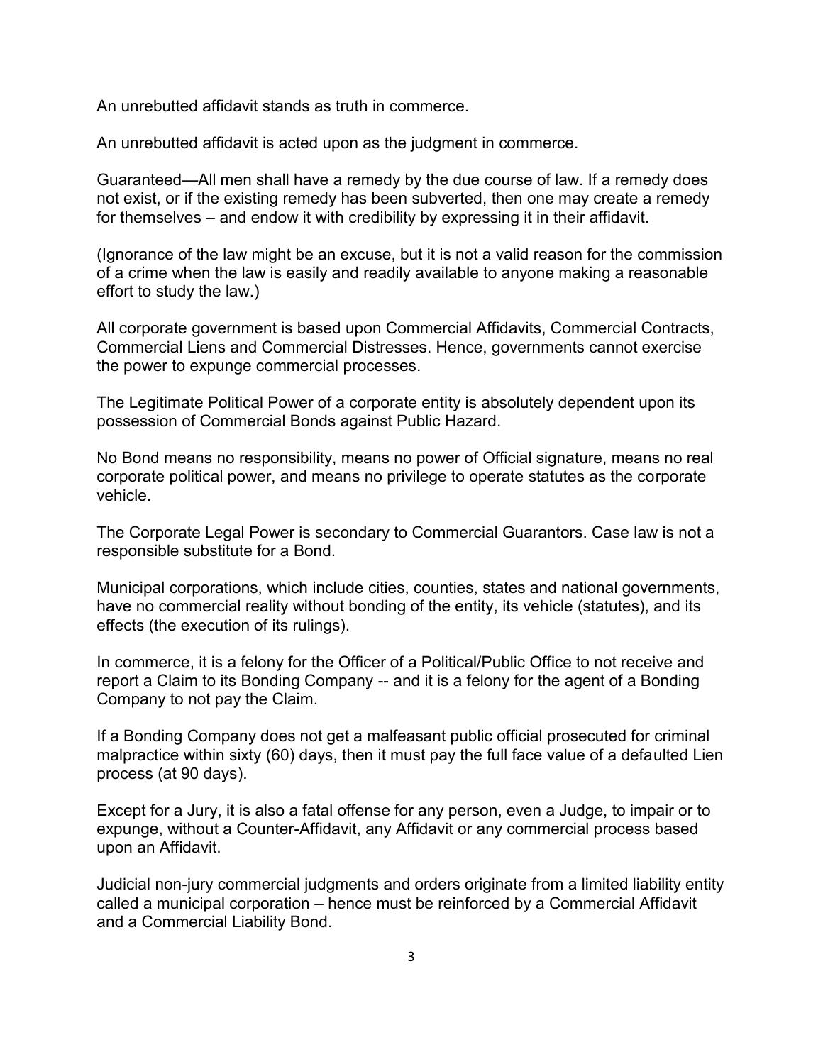An unrebutted affidavit stands as truth in commerce.

An unrebutted affidavit is acted upon as the judgment in commerce.

Guaranteed—All men shall have a remedy by the due course of law. If a remedy does not exist, or if the existing remedy has been subverted, then one may create a remedy for themselves – and endow it with credibility by expressing it in their affidavit.

(Ignorance of the law might be an excuse, but it is not a valid reason for the commission of a crime when the law is easily and readily available to anyone making a reasonable effort to study the law.)

All corporate government is based upon Commercial Affidavits, Commercial Contracts, Commercial Liens and Commercial Distresses. Hence, governments cannot exercise the power to expunge commercial processes.

The Legitimate Political Power of a corporate entity is absolutely dependent upon its possession of Commercial Bonds against Public Hazard.

No Bond means no responsibility, means no power of Official signature, means no real corporate political power, and means no privilege to operate statutes as the corporate vehicle.

The Corporate Legal Power is secondary to Commercial Guarantors. Case law is not a responsible substitute for a Bond.

Municipal corporations, which include cities, counties, states and national governments, have no commercial reality without bonding of the entity, its vehicle (statutes), and its effects (the execution of its rulings).

In commerce, it is a felony for the Officer of a Political/Public Office to not receive and report a Claim to its Bonding Company -- and it is a felony for the agent of a Bonding Company to not pay the Claim.

If a Bonding Company does not get a malfeasant public official prosecuted for criminal malpractice within sixty (60) days, then it must pay the full face value of a defaulted Lien process (at 90 days).

Except for a Jury, it is also a fatal offense for any person, even a Judge, to impair or to expunge, without a Counter-Affidavit, any Affidavit or any commercial process based upon an Affidavit.

Judicial non-jury commercial judgments and orders originate from a limited liability entity called a municipal corporation – hence must be reinforced by a Commercial Affidavit and a Commercial Liability Bond.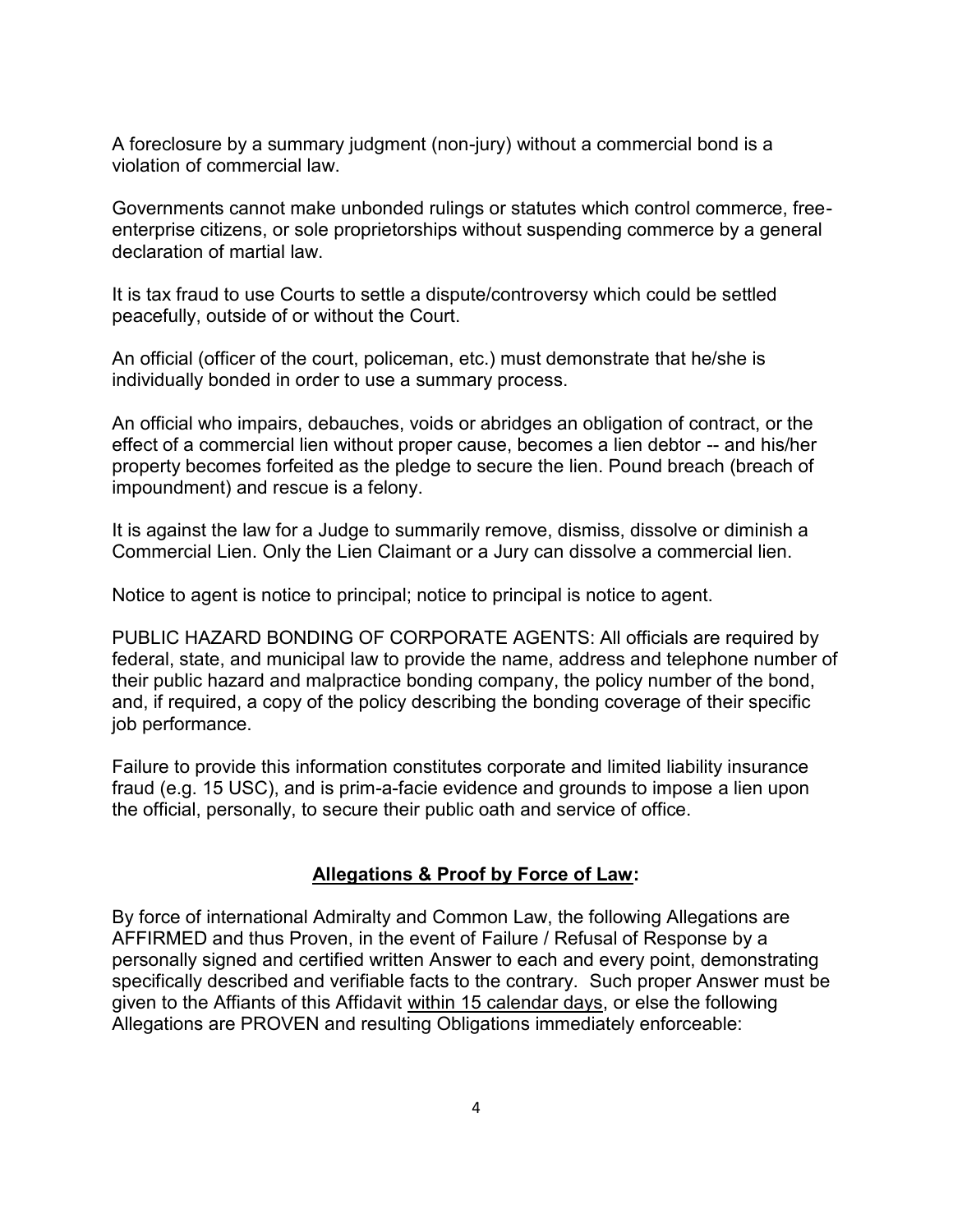A foreclosure by a summary judgment (non-jury) without a commercial bond is a violation of commercial law.

Governments cannot make unbonded rulings or statutes which control commerce, free-enterprise citizens, or sole proprietorships without suspending commerce by a general declaration of martial law.

It is tax fraud to use Courts to settle a dispute/controversy which could be settled peacefully, outside of or without the Court.

An official (officer of the court, policeman, etc.) must demonstrate that he/she is individually bonded in order to use a summary process.

An official who impairs, debauches, voids or abridges an obligation of contract, or the effect of a commercial lien without proper cause, becomes a lien debtor -- and his/her property becomes forfeited as the pledge to secure the lien. Pound breach (breach of impoundment) and rescue is a felony.

It is against the law for a Judge to summarily remove, dismiss, dissolve or diminish a Commercial Lien. Only the Lien Claimant or a Jury can dissolve a commercial lien.

Notice to agent is notice to principal; notice to principal is notice to agent.

PUBLIC HAZARD BONDING OF CORPORATE AGENTS: All officials are required by federal, state, and municipal law to provide the name, address and telephone number of their public hazard and malpractice bonding company, the policy number of the bond, and, if required, a copy of the policy describing the bonding coverage of their specific job performance.

Failure to provide this information constitutes corporate and limited liability insurance fraud (e.g. 15 USC), and is prim-a-facie evidence and grounds to impose a lien upon the official, personally, to secure their public oath and service of office.

## <u>Allegations & Proof by Force of Law</u>:

By force of international Admiralty and Common Law, the following Allegations are AFFIRMED and thus Proven, in the event of Failure / Refusal of Response by a personally signed and certified written Answer to each and every point, demonstrating specifically described and verifiable facts to the contrary. Such proper Answer must be given to the Affiants of this Affidavit <u>within 15 calendar days</u>, or else the following Allegations are PROVEN and resulting Obligations immediately enforceable: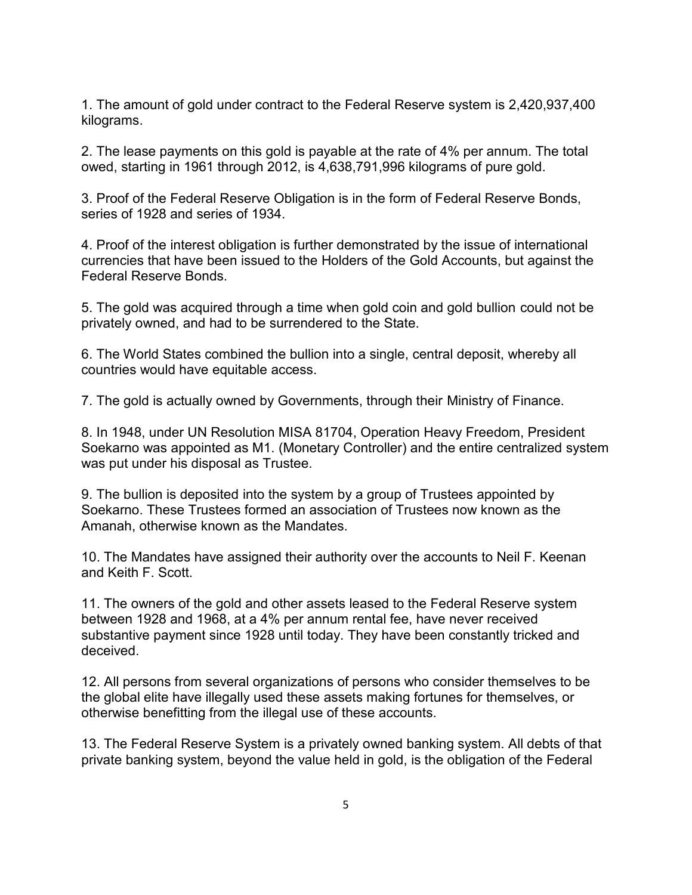1. The amount of gold under contract to the Federal Reserve system is 2,420,937,400 kilograms.

2. The lease payments on this gold is payable at the rate of 4% per annum. The total owed, starting in 1961 through 2012, is 4,638,791,996 kilograms of pure gold.

3. Proof of the Federal Reserve Obligation is in the form of Federal Reserve Bonds, series of 1928 and series of 1934.

4. Proof of the interest obligation is further demonstrated by the issue of international currencies that have been issued to the Holders of the Gold Accounts, but against the Federal Reserve Bonds.

5. The gold was acquired through a time when gold coin and gold bullion could not be privately owned, and had to be surrendered to the State.

6. The World States combined the bullion into a single, central deposit, whereby all countries would have equitable access.

7. The gold is actually owned by Governments, through their Ministry of Finance.

8. In 1948, under UN Resolution MISA 81704, Operation Heavy Freedom, President Soekarno was appointed as M1. (Monetary Controller) and the entire centralized system was put under his disposal as Trustee.

9. The bullion is deposited into the system by a group of Trustees appointed by Soekarno. These Trustees formed an association of Trustees now known as the Amanah, otherwise known as the Mandates.

10. The Mandates have assigned their authority over the accounts to Neil F. Keenan and Keith F. Scott.

11. The owners of the gold and other assets leased to the Federal Reserve system between 1928 and 1968, at a 4% per annum rental fee, have never received substantive payment since 1928 until today. They have been constantly tricked and deceived.

12. All persons from several organizations of persons who consider themselves to be the global elite have illegally used these assets making fortunes for themselves, or otherwise benefitting from the illegal use of these accounts.

13. The Federal Reserve System is a privately owned banking system. All debts of that private banking system, beyond the value held in gold, is the obligation of the Federal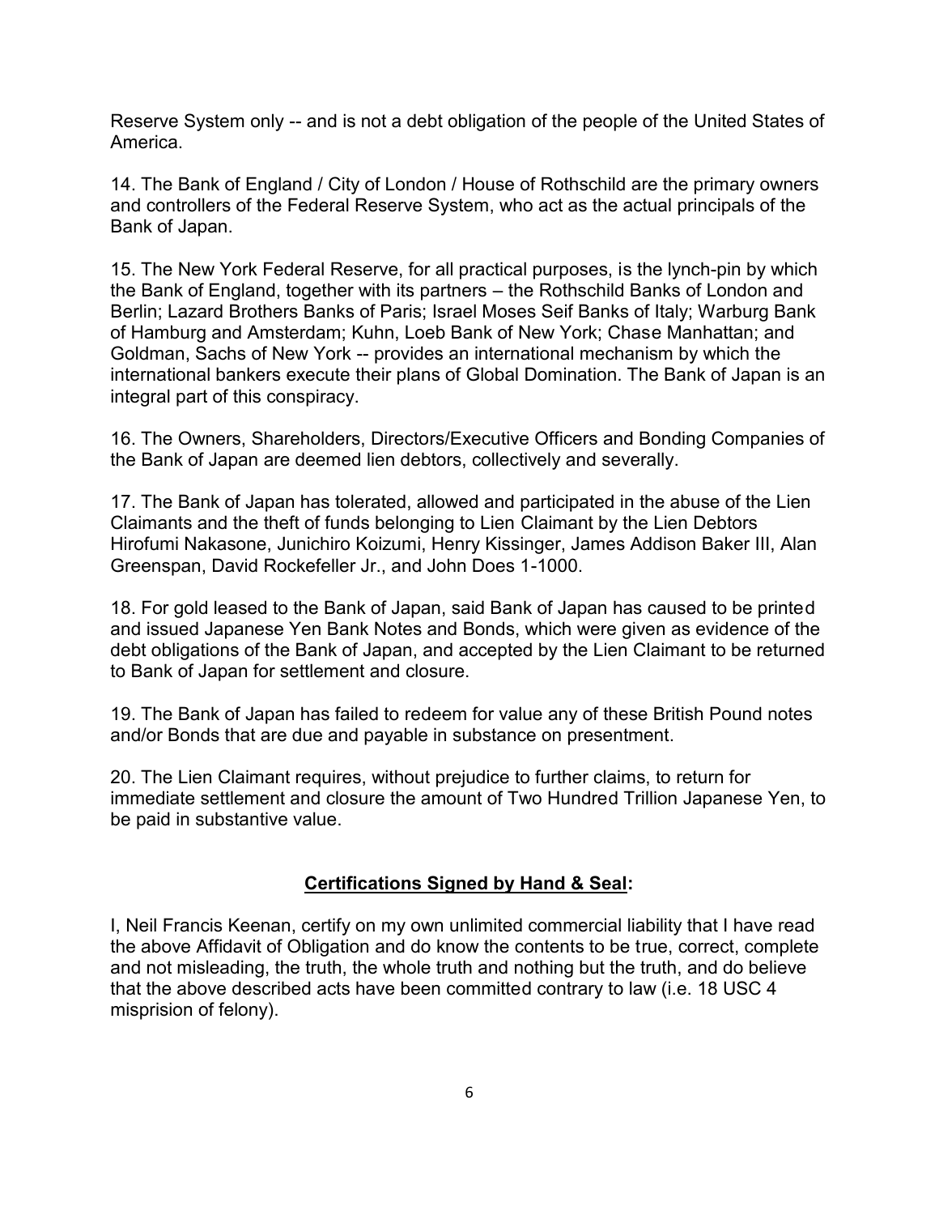Reserve System only -- and is not a debt obligation of the people of the United States of America.

14. The Bank of England / City of London / House of Rothschild are the primary owners and controllers of the Federal Reserve System, who act as the actual principals of the Bank of Japan.

15. The New York Federal Reserve, for all practical purposes, is the lynch-pin by which the Bank of England, together with its partners – the Rothschild Banks of London and Berlin; Lazard Brothers Banks of Paris; Israel Moses Seif Banks of Italy; Warburg Bank of Hamburg and Amsterdam; Kuhn, Loeb Bank of New York; Chase Manhattan; and Goldman, Sachs of New York -- provides an international mechanism by which the international bankers execute their plans of Global Domination. The Bank of Japan is an integral part of this conspiracy.

16. The Owners, Shareholders, Directors/Executive Officers and Bonding Companies of the Bank of Japan are deemed lien debtors, collectively and severally.

17. The Bank of Japan has tolerated, allowed and participated in the abuse of the Lien Claimants and the theft of funds belonging to Lien Claimant by the Lien Debtors Hirofumi Nakasone, Junichiro Koizumi, Henry Kissinger, James Addison Baker III, Alan Greenspan, David Rockefeller Jr., and John Does 1-1000.

18. For gold leased to the Bank of Japan, said Bank of Japan has caused to be printed and issued Japanese Yen Bank Notes and Bonds, which were given as evidence of the debt obligations of the Bank of Japan, and accepted by the Lien Claimant to be returned to Bank of Japan for settlement and closure.

19. The Bank of Japan has failed to redeem for value any of these British Pound notes and/or Bonds that are due and payable in substance on presentment.

20. The Lien Claimant requires, without prejudice to further claims, to return for immediate settlement and closure the amount of Two Hundred Trillion Japanese Yen, to be paid in substantive value.

## **Certifications Signed by Hand & Seal:**

I, Neil Francis Keenan, certify on my own unlimited commercial liability that I have read the above Affidavit of Obligation and do know the contents to be true, correct, complete and not misleading, the truth, the whole truth and nothing but the truth, and do believe that the above described acts have been committed contrary to law (i.e. 18 USC 4 misprision of felony).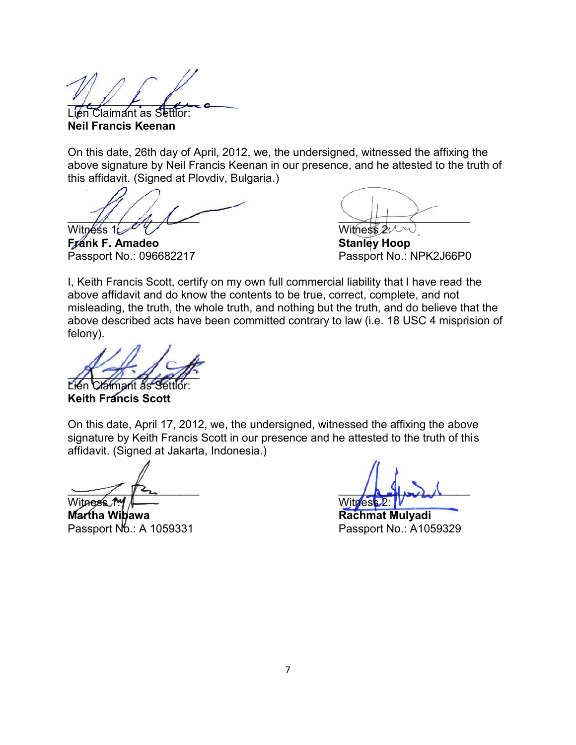Lien Claimant as Settlor:
**Neil Francis Keenan**

On this date, 26th day of April, 2012, we, the undersigned, witnessed the affixing the above signature by Neil Francis Keenan in our presence, and he attested to the truth of this affidavit. (Signed at Plovdiv, Bulgaria.)

| | |
|---|---|
| Witness 1: | Witness 2: |
| **Frank F. Amadeo** | **Stanley Hoop** |
| Passport No.: 096682217 | Passport No.: NPK2J66P0 |

I, Keith Francis Scott, certify on my own full commercial liability that I have read the above affidavit and do know the contents to be true, correct, complete, and not misleading, the truth, the whole truth, and nothing but the truth, and do believe that the above described acts have been committed contrary to law (i.e. 18 USC 4 misprision of felony).

Lien Claimant as Settlor:
**Keith Francis Scott**

On this date, April 17, 2012, we, the undersigned, witnessed the affixing the above signature by Keith Francis Scott in our presence and he attested to the truth of this affidavit. (Signed at Jakarta, Indonesia.)

| | |
|---|---|
| Witness 1: | Witness 2: |
| **Martha Wibawa** | **Rachmat Mulyadi** |
| Passport No.: A 1059331 | Passport No.: A1059329 |